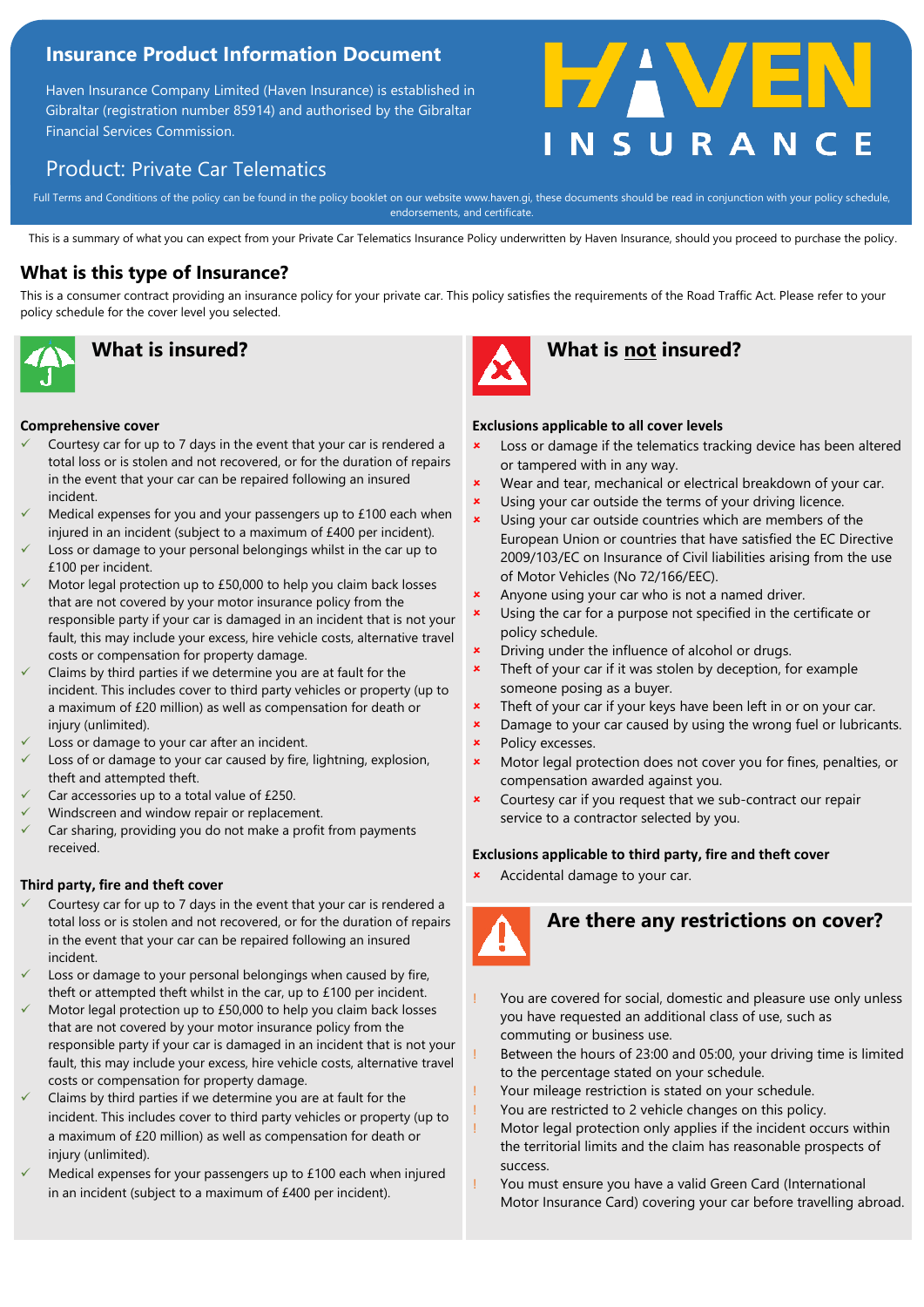# Insurance Product Information Document

Haven Insurance Company Limited (Haven Insurance) is established in Gibraltar (registration number 85914) and authorised by the Gibraltar Financial Services Commission.

HAVEN INSURANCE

## Product: Private Car Telematics

Full Terms and Conditions of the policy can be found in the policy booklet on our website www.haven.gi, these documents should be read in conjunction with your policy schedule, endorsements, and certificate.

This is a summary of what you can expect from your Private Car Telematics Insurance Policy underwritten by Haven Insurance, should you proceed to purchase the policy.

## What is this type of Insurance?

This is a consumer contract providing an insurance policy for your private car. This policy satisfies the requirements of the Road Traffic Act. Please refer to your policy schedule for the cover level you selected.

## What is insured?

**Comprehensive cover**

- ✓ Courtesy car for up to 7 days in the event that your car is rendered a total loss or is stolen and not recovered, or for the duration of repairs in the event that your car can be repaired following an insured incident.
- ✓ Medical expenses for you and your passengers up to £100 each when injured in an incident (subject to a maximum of £400 per incident).
- ✓ Loss or damage to your personal belongings whilst in the car up to £100 per incident.
- ✓ Motor legal protection up to £50,000 to help you claim back losses that are not covered by your motor insurance policy from the responsible party if your car is damaged in an incident that is not your fault, this may include your excess, hire vehicle costs, alternative travel costs or compensation for property damage.
- ✓ Claims by third parties if we determine you are at fault for the incident. This includes cover to third party vehicles or property (up to a maximum of £20 million) as well as compensation for death or injury (unlimited).
- ✓ Loss or damage to your car after an incident.
- ✓ Loss of or damage to your car caused by fire, lightning, explosion, theft and attempted theft.
- ✓ Car accessories up to a total value of £250.
- ✓ Windscreen and window repair or replacement.
- ✓ Car sharing, providing you do not make a profit from payments received.

**Third party, fire and theft cover**

- ✓ Courtesy car for up to 7 days in the event that your car is rendered a total loss or is stolen and not recovered, or for the duration of repairs in the event that your car can be repaired following an insured incident.
- ✓ Loss or damage to your personal belongings when caused by fire, theft or attempted theft whilst in the car, up to £100 per incident.
- ✓ Motor legal protection up to £50,000 to help you claim back losses that are not covered by your motor insurance policy from the responsible party if your car is damaged in an incident that is not your fault, this may include your excess, hire vehicle costs, alternative travel costs or compensation for property damage.
- ✓ Claims by third parties if we determine you are at fault for the incident. This includes cover to third party vehicles or property (up to a maximum of £20 million) as well as compensation for death or injury (unlimited).
- ✓ Medical expenses for your passengers up to £100 each when injured in an incident (subject to a maximum of £400 per incident).

## What is not insured?

**Exclusions applicable to all cover levels**

- ✗ Loss or damage if the telematics tracking device has been altered or tampered with in any way.
- ✗ Wear and tear, mechanical or electrical breakdown of your car.
- ✗ Using your car outside the terms of your driving licence.
- ✗ Using your car outside countries which are members of the European Union or countries that have satisfied the EC Directive 2009/103/EC on Insurance of Civil liabilities arising from the use of Motor Vehicles (No 72/166/EEC).
- ✗ Anyone using your car who is not a named driver.
- ✗ Using the car for a purpose not specified in the certificate or policy schedule.
- ✗ Driving under the influence of alcohol or drugs.
- ✗ Theft of your car if it was stolen by deception, for example someone posing as a buyer.
- ✗ Theft of your car if your keys have been left in or on your car.
- ✗ Damage to your car caused by using the wrong fuel or lubricants.
- ✗ Policy excesses.
- ✗ Motor legal protection does not cover you for fines, penalties, or compensation awarded against you.
- ✗ Courtesy car if you request that we sub-contract our repair service to a contractor selected by you.

**Exclusions applicable to third party, fire and theft cover**

- ✗ Accidental damage to your car.

## Are there any restrictions on cover?

- ! You are covered for social, domestic and pleasure use only unless you have requested an additional class of use, such as commuting or business use.
- ! Between the hours of 23:00 and 05:00, your driving time is limited to the percentage stated on your schedule.
- ! Your mileage restriction is stated on your schedule.
- ! You are restricted to 2 vehicle changes on this policy.
- ! Motor legal protection only applies if the incident occurs within the territorial limits and the claim has reasonable prospects of success.
- ! You must ensure you have a valid Green Card (International Motor Insurance Card) covering your car before travelling abroad.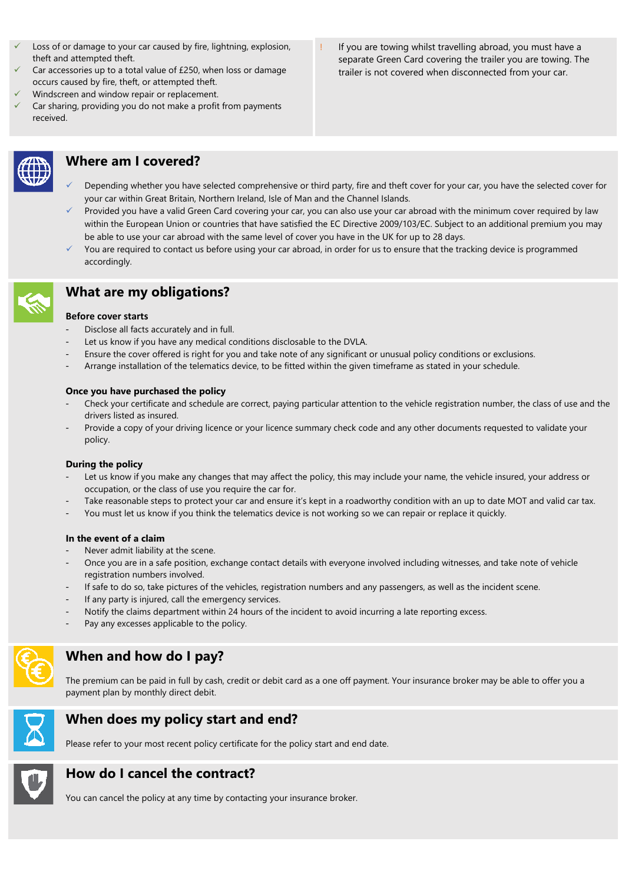- ✓ Loss of or damage to your car caused by fire, lightning, explosion, theft and attempted theft.
- ✓ Car accessories up to a total value of £250, when loss or damage occurs caused by fire, theft, or attempted theft.
- ✓ Windscreen and window repair or replacement.
- ✓ Car sharing, providing you do not make a profit from payments received.

! If you are towing whilst travelling abroad, you must have a separate Green Card covering the trailer you are towing. The trailer is not covered when disconnected from your car.

## Where am I covered?

- ✓ Depending whether you have selected comprehensive or third party, fire and theft cover for your car, you have the selected cover for your car within Great Britain, Northern Ireland, Isle of Man and the Channel Islands.
- ✓ Provided you have a valid Green Card covering your car, you can also use your car abroad with the minimum cover required by law within the European Union or countries that have satisfied the EC Directive 2009/103/EC. Subject to an additional premium you may be able to use your car abroad with the same level of cover you have in the UK for up to 28 days.
- ✓ You are required to contact us before using your car abroad, in order for us to ensure that the tracking device is programmed accordingly.

## What are my obligations?

**Before cover starts**

- Disclose all facts accurately and in full.
- Let us know if you have any medical conditions disclosable to the DVLA.
- Ensure the cover offered is right for you and take note of any significant or unusual policy conditions or exclusions.
- Arrange installation of the telematics device, to be fitted within the given timeframe as stated in your schedule.

**Once you have purchased the policy**

- Check your certificate and schedule are correct, paying particular attention to the vehicle registration number, the class of use and the drivers listed as insured.
- Provide a copy of your driving licence or your licence summary check code and any other documents requested to validate your policy.

**During the policy**

- Let us know if you make any changes that may affect the policy, this may include your name, the vehicle insured, your address or occupation, or the class of use you require the car for.
- Take reasonable steps to protect your car and ensure it's kept in a roadworthy condition with an up to date MOT and valid car tax.
- You must let us know if you think the telematics device is not working so we can repair or replace it quickly.

**In the event of a claim**

- Never admit liability at the scene.
- Once you are in a safe position, exchange contact details with everyone involved including witnesses, and take note of vehicle registration numbers involved.
- If safe to do so, take pictures of the vehicles, registration numbers and any passengers, as well as the incident scene.
- If any party is injured, call the emergency services.
- Notify the claims department within 24 hours of the incident to avoid incurring a late reporting excess.
- Pay any excesses applicable to the policy.

## When and how do I pay?

The premium can be paid in full by cash, credit or debit card as a one off payment. Your insurance broker may be able to offer you a payment plan by monthly direct debit.

## When does my policy start and end?

Please refer to your most recent policy certificate for the policy start and end date.

## How do I cancel the contract?

You can cancel the policy at any time by contacting your insurance broker.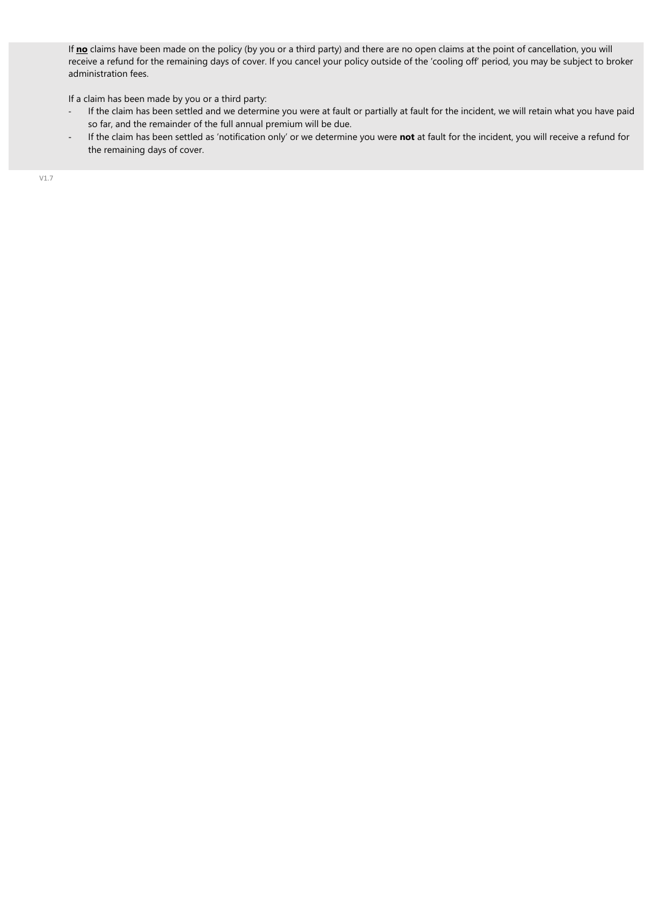If **<u>no</u>** claims have been made on the policy (by you or a third party) and there are no open claims at the point of cancellation, you will receive a refund for the remaining days of cover. If you cancel your policy outside of the 'cooling off' period, you may be subject to broker administration fees.

If a claim has been made by you or a third party:

- If the claim has been settled and we determine you were at fault or partially at fault for the incident, we will retain what you have paid so far, and the remainder of the full annual premium will be due.
- If the claim has been settled as 'notification only' or we determine you were **not** at fault for the incident, you will receive a refund for the remaining days of cover.

V1.7